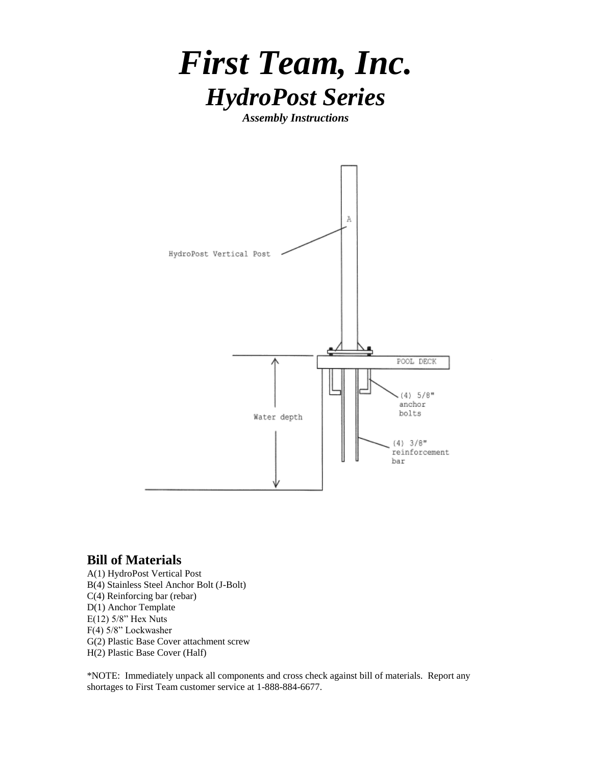# *First Team, Inc.*

## *HydroPost Series*

***Assembly Instructions***

HydroPost Vertical Post

A

POOL DECK

(4) 5/8" anchor bolts

Water depth

(4) 3/8" reinforcement bar

## Bill of Materials

A(1) HydroPost Vertical Post
B(4) Stainless Steel Anchor Bolt (J-Bolt)
C(4) Reinforcing bar (rebar)
D(1) Anchor Template
E(12) 5/8" Hex Nuts
F(4) 5/8" Lockwasher
G(2) Plastic Base Cover attachment screw
H(2) Plastic Base Cover (Half)

*NOTE: Immediately unpack all components and cross check against bill of materials. Report any shortages to First Team customer service at 1-888-884-6677.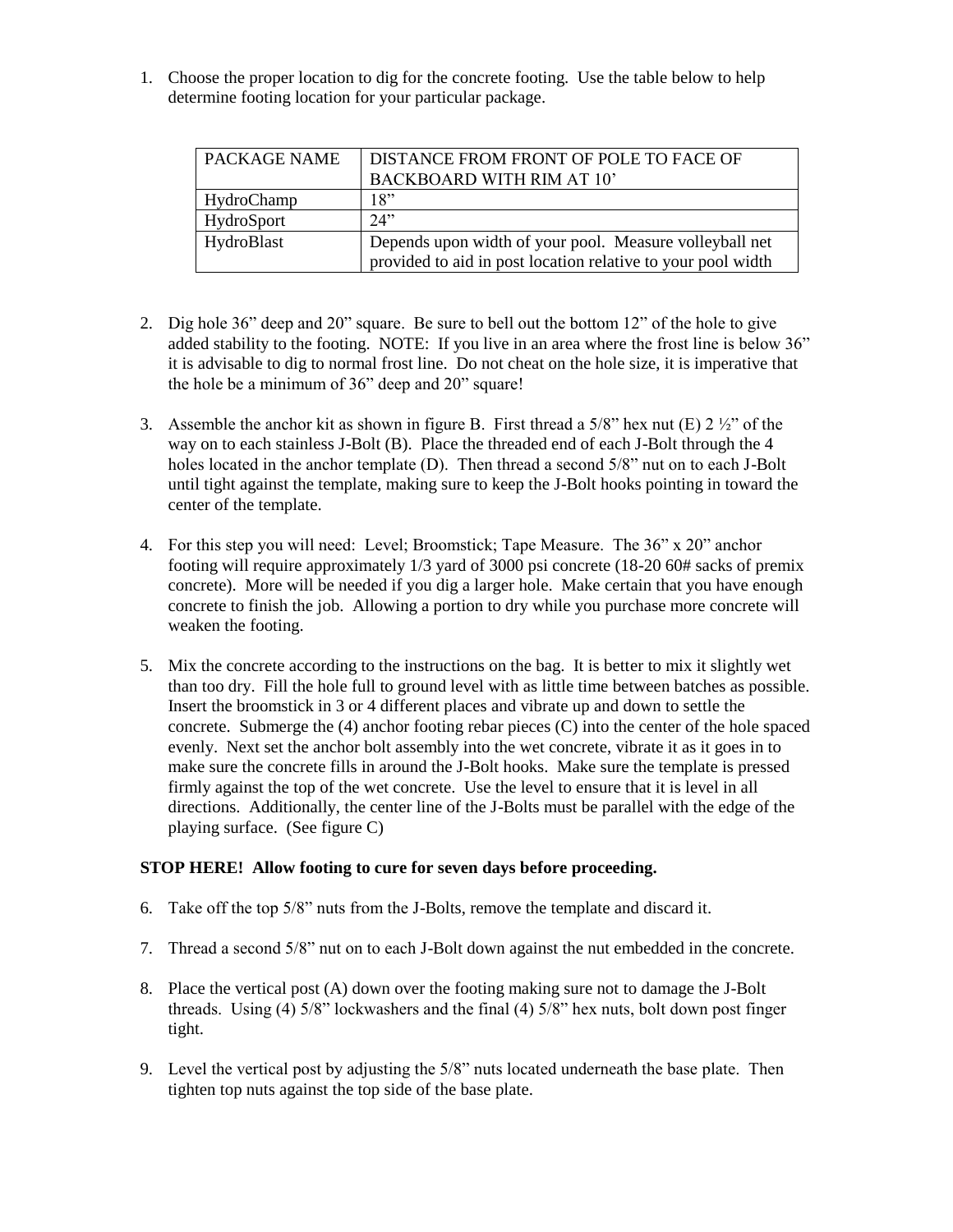1. Choose the proper location to dig for the concrete footing. Use the table below to help determine footing location for your particular package.

| PACKAGE NAME | DISTANCE FROM FRONT OF POLE TO FACE OF BACKBOARD WITH RIM AT 10' |
|---|---|
| HydroChamp | 18" |
| HydroSport | 24" |
| HydroBlast | Depends upon width of your pool. Measure volleyball net provided to aid in post location relative to your pool width |

2. Dig hole 36" deep and 20" square. Be sure to bell out the bottom 12" of the hole to give added stability to the footing. NOTE: If you live in an area where the frost line is below 36" it is advisable to dig to normal frost line. Do not cheat on the hole size, it is imperative that the hole be a minimum of 36" deep and 20" square!

3. Assemble the anchor kit as shown in figure B. First thread a 5/8" hex nut (E) 2 ½" of the way on to each stainless J-Bolt (B). Place the threaded end of each J-Bolt through the 4 holes located in the anchor template (D). Then thread a second 5/8" nut on to each J-Bolt until tight against the template, making sure to keep the J-Bolt hooks pointing in toward the center of the template.

4. For this step you will need: Level; Broomstick; Tape Measure. The 36" x 20" anchor footing will require approximately 1/3 yard of 3000 psi concrete (18-20 60# sacks of premix concrete). More will be needed if you dig a larger hole. Make certain that you have enough concrete to finish the job. Allowing a portion to dry while you purchase more concrete will weaken the footing.

5. Mix the concrete according to the instructions on the bag. It is better to mix it slightly wet than too dry. Fill the hole full to ground level with as little time between batches as possible. Insert the broomstick in 3 or 4 different places and vibrate up and down to settle the concrete. Submerge the (4) anchor footing rebar pieces (C) into the center of the hole spaced evenly. Next set the anchor bolt assembly into the wet concrete, vibrate it as it goes in to make sure the concrete fills in around the J-Bolt hooks. Make sure the template is pressed firmly against the top of the wet concrete. Use the level to ensure that it is level in all directions. Additionally, the center line of the J-Bolts must be parallel with the edge of the playing surface. (See figure C)

**STOP HERE! Allow footing to cure for seven days before proceeding.**

6. Take off the top 5/8" nuts from the J-Bolts, remove the template and discard it.

7. Thread a second 5/8" nut on to each J-Bolt down against the nut embedded in the concrete.

8. Place the vertical post (A) down over the footing making sure not to damage the J-Bolt threads. Using (4) 5/8" lockwashers and the final (4) 5/8" hex nuts, bolt down post finger tight.

9. Level the vertical post by adjusting the 5/8" nuts located underneath the base plate. Then tighten top nuts against the top side of the base plate.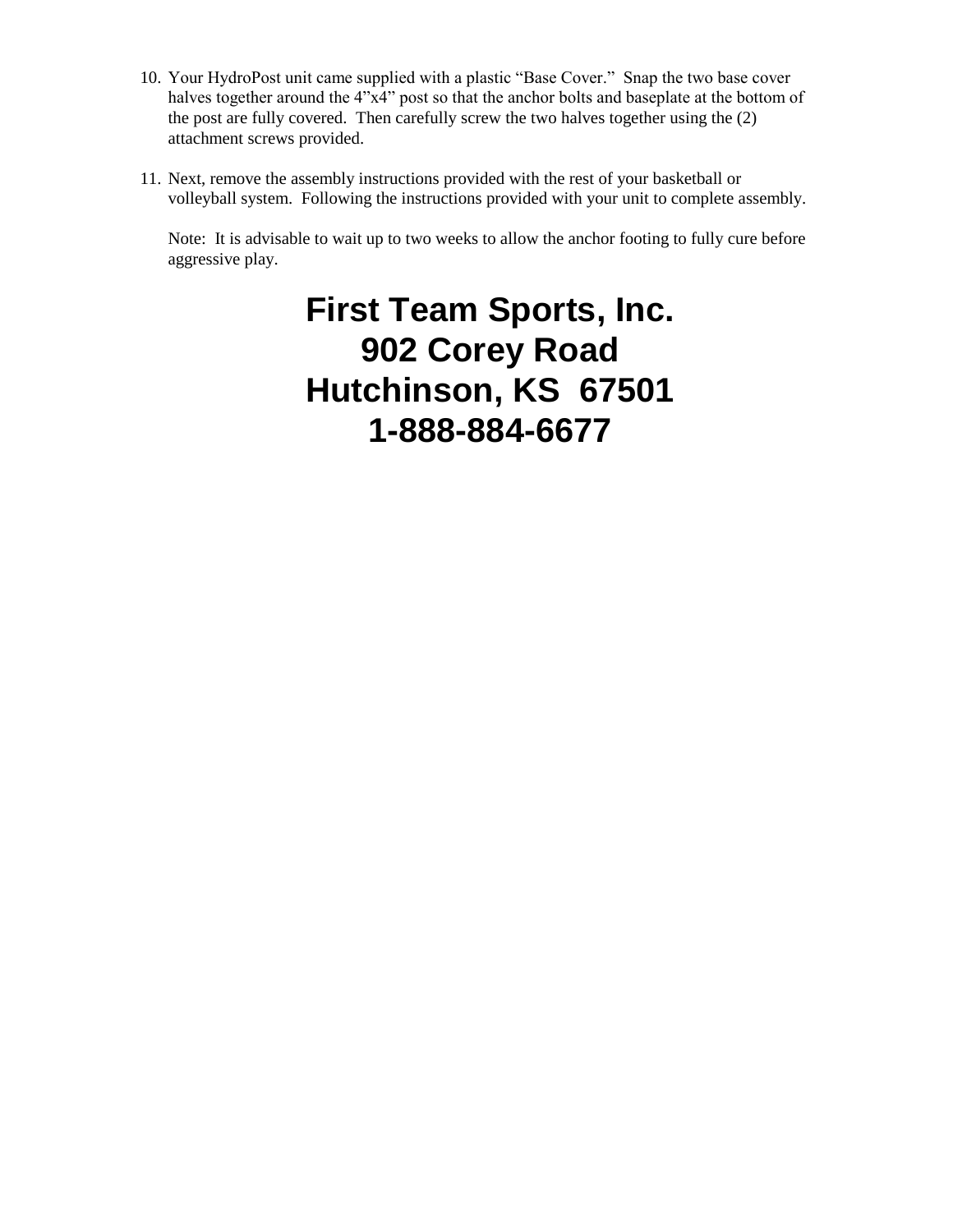10. Your HydroPost unit came supplied with a plastic "Base Cover." Snap the two base cover halves together around the 4"x4" post so that the anchor bolts and baseplate at the bottom of the post are fully covered. Then carefully screw the two halves together using the (2) attachment screws provided.

11. Next, remove the assembly instructions provided with the rest of your basketball or volleyball system. Following the instructions provided with your unit to complete assembly.

    Note: It is advisable to wait up to two weeks to allow the anchor footing to fully cure before aggressive play.

**First Team Sports, Inc.**
**902 Corey Road**
**Hutchinson, KS 67501**
**1-888-884-6677**